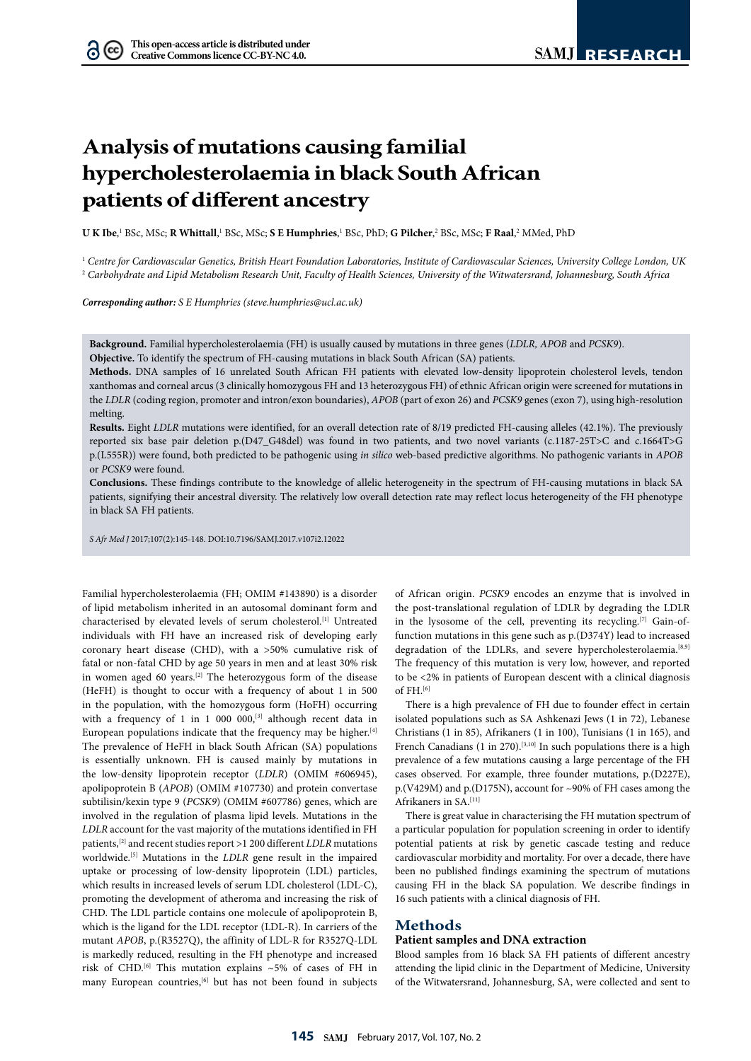# Analysis of mutations causing familial hypercholesterolaemia in black South African patients of different ancestry

**U K Ibe**,[1] BSc, MSc; **R Whittall**,[1] BSc, MSc; **S E Humphries**,[1] BSc, PhD; **G Pilcher**,[2] BSc, MSc; **F Raal**,[2] MMed, PhD

[1] *Centre for Cardiovascular Genetics, British Heart Foundation Laboratories, Institute of Cardiovascular Sciences, University College London, UK*
[2] *Carbohydrate and Lipid Metabolism Research Unit, Faculty of Health Sciences, University of the Witwatersrand, Johannesburg, South Africa*

***Corresponding author:** S E Humphries (steve.humphries@ucl.ac.uk)*

**Background.** Familial hypercholesterolaemia (FH) is usually caused by mutations in three genes (*LDLR, APOB* and *PCSK9*).

**Objective.** To identify the spectrum of FH-causing mutations in black South African (SA) patients.

**Methods.** DNA samples of 16 unrelated South African FH patients with elevated low-density lipoprotein cholesterol levels, tendon xanthomas and corneal arcus (3 clinically homozygous FH and 13 heterozygous FH) of ethnic African origin were screened for mutations in the *LDLR* (coding region, promoter and intron/exon boundaries), *APOB* (part of exon 26) and *PCSK9* genes (exon 7), using high-resolution melting.

**Results.** Eight *LDLR* mutations were identified, for an overall detection rate of 8/19 predicted FH-causing alleles (42.1%). The previously reported six base pair deletion p.(D47_G48del) was found in two patients, and two novel variants (c.1187-25T>C and c.1664T>G p.(L555R)) were found, both predicted to be pathogenic using *in silico* web-based predictive algorithms. No pathogenic variants in *APOB* or *PCSK9* were found.

**Conclusions.** These findings contribute to the knowledge of allelic heterogeneity in the spectrum of FH-causing mutations in black SA patients, signifying their ancestral diversity. The relatively low overall detection rate may reflect locus heterogeneity of the FH phenotype in black SA FH patients.

*S Afr Med J* 2017;107(2):145-148. DOI:10.7196/SAMJ.2017.v107i2.12022

Familial hypercholesterolaemia (FH; OMIM #143890) is a disorder of lipid metabolism inherited in an autosomal dominant form and characterised by elevated levels of serum cholesterol.[1] Untreated individuals with FH have an increased risk of developing early coronary heart disease (CHD), with a >50% cumulative risk of fatal or non-fatal CHD by age 50 years in men and at least 30% risk in women aged 60 years.[2] The heterozygous form of the disease (HeFH) is thought to occur with a frequency of about 1 in 500 in the population, with the homozygous form (HoFH) occurring with a frequency of 1 in 1 000 000,[3] although recent data in European populations indicate that the frequency may be higher.[4] The prevalence of HeFH in black South African (SA) populations is essentially unknown. FH is caused mainly by mutations in the low-density lipoprotein receptor (*LDLR*) (OMIM #606945), apolipoprotein B (*APOB*) (OMIM #107730) and protein convertase subtilisin/kexin type 9 (*PCSK9*) (OMIM #607786) genes, which are involved in the regulation of plasma lipid levels. Mutations in the *LDLR* account for the vast majority of the mutations identified in FH patients,[2] and recent studies report >1 200 different *LDLR* mutations worldwide.[5] Mutations in the *LDLR* gene result in the impaired uptake or processing of low-density lipoprotein (LDL) particles, which results in increased levels of serum LDL cholesterol (LDL-C), promoting the development of atheroma and increasing the risk of CHD. The LDL particle contains one molecule of apolipoprotein B, which is the ligand for the LDL receptor (LDL-R). In carriers of the mutant *APOB*, p.(R3527Q), the affinity of LDL-R for R3527Q-LDL is markedly reduced, resulting in the FH phenotype and increased risk of CHD.[6] This mutation explains ~5% of cases of FH in many European countries,[6] but has not been found in subjects of African origin. *PCSK9* encodes an enzyme that is involved in the post-translational regulation of LDLR by degrading the LDLR in the lysosome of the cell, preventing its recycling.[7] Gain-of-function mutations in this gene such as p.(D374Y) lead to increased degradation of the LDLRs, and severe hypercholesterolaemia.[8,9] The frequency of this mutation is very low, however, and reported to be <2% in patients of European descent with a clinical diagnosis of FH.[6]

There is a high prevalence of FH due to founder effect in certain isolated populations such as SA Ashkenazi Jews (1 in 72), Lebanese Christians (1 in 85), Afrikaners (1 in 100), Tunisians (1 in 165), and French Canadians (1 in 270).[3,10] In such populations there is a high prevalence of a few mutations causing a large percentage of the FH cases observed. For example, three founder mutations, p.(D227E), p.(V429M) and p.(D175N), account for ~90% of FH cases among the Afrikaners in SA.[11]

There is great value in characterising the FH mutation spectrum of a particular population for population screening in order to identify potential patients at risk by genetic cascade testing and reduce cardiovascular morbidity and mortality. For over a decade, there have been no published findings examining the spectrum of mutations causing FH in the black SA population. We describe findings in 16 such patients with a clinical diagnosis of FH.

## Methods

### Patient samples and DNA extraction

Blood samples from 16 black SA FH patients of different ancestry attending the lipid clinic in the Department of Medicine, University of the Witwatersrand, Johannesburg, SA, were collected and sent to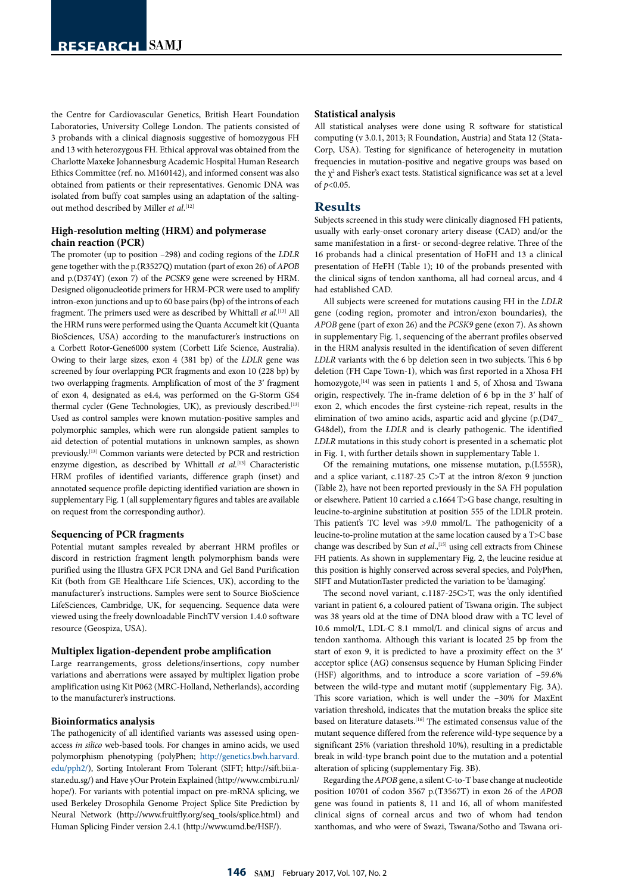the Centre for Cardiovascular Genetics, British Heart Foundation Laboratories, University College London. The patients consisted of 3 probands with a clinical diagnosis suggestive of homozygous FH and 13 with heterozygous FH. Ethical approval was obtained from the Charlotte Maxeke Johannesburg Academic Hospital Human Research Ethics Committee (ref. no. M160142), and informed consent was also obtained from patients or their representatives. Genomic DNA was isolated from buffy coat samples using an adaptation of the salting-out method described by Miller *et al.*[12]

### High-resolution melting (HRM) and polymerase chain reaction (PCR)

The promoter (up to position –298) and coding regions of the *LDLR* gene together with the p.(R3527Q) mutation (part of exon 26) of *APOB* and p.(D374Y) (exon 7) of the *PCSK9* gene were screened by HRM. Designed oligonucleotide primers for HRM-PCR were used to amplify intron-exon junctions and up to 60 base pairs (bp) of the introns of each fragment. The primers used were as described by Whittall *et al.*[13] All the HRM runs were performed using the Quanta Accumelt kit (Quanta BioSciences, USA) according to the manufacturer's instructions on a Corbett Rotor-Gene6000 system (Corbett Life Science, Australia). Owing to their large sizes, exon 4 (381 bp) of the *LDLR* gene was screened by four overlapping PCR fragments and exon 10 (228 bp) by two overlapping fragments. Amplification of most of the 3′ fragment of exon 4, designated as e4.4, was performed on the G-Storm GS4 thermal cycler (Gene Technologies, UK), as previously described.[13] Used as control samples were known mutation-positive samples and polymorphic samples, which were run alongside patient samples to aid detection of potential mutations in unknown samples, as shown previously.[13] Common variants were detected by PCR and restriction enzyme digestion, as described by Whittall *et al.*[13] Characteristic HRM profiles of identified variants, difference graph (inset) and annotated sequence profile depicting identified variation are shown in supplementary Fig. 1 (all supplementary figures and tables are available on request from the corresponding author).

### Sequencing of PCR fragments

Potential mutant samples revealed by aberrant HRM profiles or discord in restriction fragment length polymorphism bands were purified using the Illustra GFX PCR DNA and Gel Band Purification Kit (both from GE Healthcare Life Sciences, UK), according to the manufacturer's instructions. Samples were sent to Source BioScience LifeSciences, Cambridge, UK, for sequencing. Sequence data were viewed using the freely downloadable FinchTV version 1.4.0 software resource (Geospiza, USA).

### Multiplex ligation-dependent probe amplification

Large rearrangements, gross deletions/insertions, copy number variations and aberrations were assayed by multiplex ligation probe amplification using Kit P062 (MRC-Holland, Netherlands), according to the manufacturer's instructions.

### Bioinformatics analysis

The pathogenicity of all identified variants was assessed using open-access *in silico* web-based tools. For changes in amino acids, we used polymorphism phenotyping (polyPhen; http://genetics.bwh.harvard.edu/pph2/), Sorting Intolerant From Tolerant (SIFT; http://sift.bii.a-star.edu.sg/) and Have yOur Protein Explained (http://www.cmbi.ru.nl/hope/). For variants with potential impact on pre-mRNA splicing, we used Berkeley Drosophila Genome Project Splice Site Prediction by Neural Network (http://www.fruitfly.org/seq_tools/splice.html) and Human Splicing Finder version 2.4.1 (http://www.umd.be/HSF/).

### Statistical analysis

All statistical analyses were done using R software for statistical computing (v 3.0.1, 2013; R Foundation, Austria) and Stata 12 (Stata-Corp, USA). Testing for significance of heterogeneity in mutation frequencies in mutation-positive and negative groups was based on the $\chi^2$ and Fisher's exact tests. Statistical significance was set at a level of $p<0.05$.

## Results

Subjects screened in this study were clinically diagnosed FH patients, usually with early-onset coronary artery disease (CAD) and/or the same manifestation in a first- or second-degree relative. Three of the 16 probands had a clinical presentation of HoFH and 13 a clinical presentation of HeFH (Table 1); 10 of the probands presented with the clinical signs of tendon xanthoma, all had corneal arcus, and 4 had established CAD.

All subjects were screened for mutations causing FH in the *LDLR* gene (coding region, promoter and intron/exon boundaries), the *APOB* gene (part of exon 26) and the *PCSK9* gene (exon 7). As shown in supplementary Fig. 1, sequencing of the aberrant profiles observed in the HRM analysis resulted in the identification of seven different *LDLR* variants with the 6 bp deletion seen in two subjects. This 6 bp deletion (FH Cape Town-1), which was first reported in a Xhosa FH homozygote,[14] was seen in patients 1 and 5, of Xhosa and Tswana origin, respectively. The in-frame deletion of 6 bp in the 3′ half of exon 2, which encodes the first cysteine-rich repeat, results in the elimination of two amino acids, aspartic acid and glycine (p.(D47_G48del), from the *LDLR* and is clearly pathogenic. The identified *LDLR* mutations in this study cohort is presented in a schematic plot in Fig. 1, with further details shown in supplementary Table 1.

Of the remaining mutations, one missense mutation, p.(L555R), and a splice variant, c.1187-25 C>T at the intron 8/exon 9 junction (Table 2), have not been reported previously in the SA FH population or elsewhere. Patient 10 carried a c.1664 T>G base change, resulting in leucine-to-arginine substitution at position 555 of the LDLR protein. This patient's TC level was >9.0 mmol/L. The pathogenicity of a leucine-to-proline mutation at the same location caused by a T>C base change was described by Sun *et al.*,[15] using cell extracts from Chinese FH patients. As shown in supplementary Fig. 2, the leucine residue at this position is highly conserved across several species, and PolyPhen, SIFT and MutationTaster predicted the variation to be 'damaging'.

The second novel variant, c.1187-25C>T, was the only identified variant in patient 6, a coloured patient of Tswana origin. The subject was 38 years old at the time of DNA blood draw with a TC level of 10.6 mmol/L, LDL-C 8.1 mmol/L and clinical signs of arcus and tendon xanthoma. Although this variant is located 25 bp from the start of exon 9, it is predicted to have a proximity effect on the 3′ acceptor splice (AG) consensus sequence by Human Splicing Finder (HSF) algorithms, and to introduce a score variation of −59.6% between the wild-type and mutant motif (supplementary Fig. 3A). This score variation, which is well under the −30% for MaxEnt variation threshold, indicates that the mutation breaks the splice site based on literature datasets.[16] The estimated consensus value of the mutant sequence differed from the reference wild-type sequence by a significant 25% (variation threshold 10%), resulting in a predictable break in wild-type branch point due to the mutation and a potential alteration of splicing (supplementary Fig. 3B).

Regarding the *APOB* gene, a silent C-to-T base change at nucleotide position 10701 of codon 3567 p.(T3567T) in exon 26 of the *APOB* gene was found in patients 8, 11 and 16, all of whom manifested clinical signs of corneal arcus and two of whom had tendon xanthomas, and who were of Swazi, Tswana/Sotho and Tswana ori-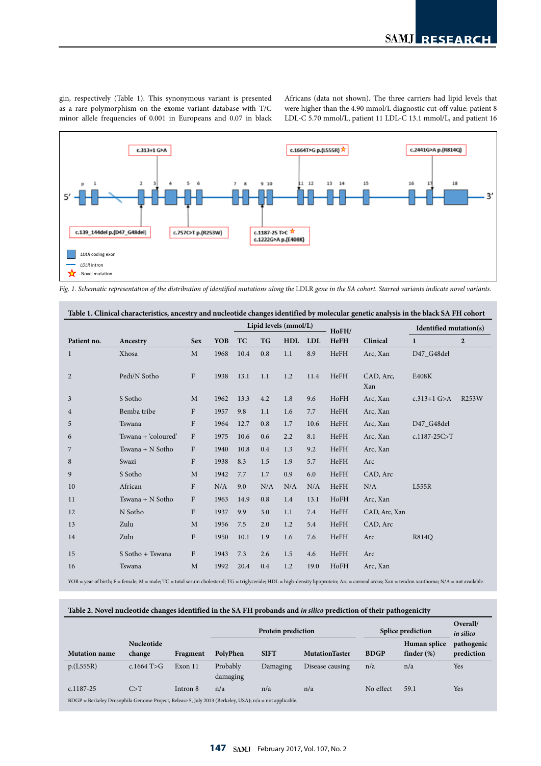gin, respectively (Table 1). This synonymous variant is presented as a rare polymorphism on the exome variant database with T/C minor allele frequencies of 0.001 in Europeans and 0.07 in black Africans (data not shown). The three carriers had lipid levels that were higher than the 4.90 mmol/L diagnostic cut-off value: patient 8 LDL-C 5.70 mmol/L, patient 11 LDL-C 13.1 mmol/L, and patient 16

c.313+1 G>A

c.1664T>G p.(L555R)

c.2441G>A p.(R814Q)

5'

p 1 2 3 4 5 6 7 8 9 10 11 12 13 14 15 16 17 18

3'

c.139_144del p.(D47_G48del)

c.757C>T p.(R253W)

c.1187-25 T>C

c.1222G>A p.(E408K)

*LDLR* coding exon

*LDLR* intron

Novel mutation

*Fig. 1. Schematic representation of the distribution of identified mutations along the* LDLR *gene in the SA cohort. Starred variants indicate novel variants.*

**Table 1. Clinical characteristics, ancestry and nucleotide changes identified by molecular genetic analysis in the black SA FH cohort**

| | | | | Lipid levels (mmol/L) | | | | HoFH/ | | Identified mutation(s) | |
|---|---|---|---|---|---|---|---|---|---|---|---|
| Patient no. | Ancestry | Sex | YOB | TC | TG | HDL | LDL | HeFH | Clinical | 1 | 2 |
| 1 | Xhosa | M | 1968 | 10.4 | 0.8 | 1.1 | 8.9 | HeFH | Arc, Xan | D47_G48del | |
| 2 | Pedi/N Sotho | F | 1938 | 13.1 | 1.1 | 1.2 | 11.4 | HeFH | CAD, Arc, Xan | E408K | |
| 3 | S Sotho | M | 1962 | 13.3 | 4.2 | 1.8 | 9.6 | HoFH | Arc, Xan | c.313+1 G>A | R253W |
| 4 | Bemba tribe | F | 1957 | 9.8 | 1.1 | 1.6 | 7.7 | HeFH | Arc, Xan | | |
| 5 | Tswana | F | 1964 | 12.7 | 0.8 | 1.7 | 10.6 | HeFH | Arc, Xan | D47_G48del | |
| 6 | Tswana + 'coloured' | F | 1975 | 10.6 | 0.6 | 2.2 | 8.1 | HeFH | Arc, Xan | c.1187-25C>T | |
| 7 | Tswana + N Sotho | F | 1940 | 10.8 | 0.4 | 1.3 | 9.2 | HeFH | Arc, Xan | | |
| 8 | Swazi | F | 1938 | 8.3 | 1.5 | 1.9 | 5.7 | HeFH | Arc | | |
| 9 | S Sotho | M | 1942 | 7.7 | 1.7 | 0.9 | 6.0 | HeFH | CAD, Arc | | |
| 10 | African | F | N/A | 9.0 | N/A | N/A | N/A | HeFH | N/A | L555R | |
| 11 | Tswana + N Sotho | F | 1963 | 14.9 | 0.8 | 1.4 | 13.1 | HoFH | Arc, Xan | | |
| 12 | N Sotho | F | 1937 | 9.9 | 3.0 | 1.1 | 7.4 | HeFH | CAD, Arc, Xan | | |
| 13 | Zulu | M | 1956 | 7.5 | 2.0 | 1.2 | 5.4 | HeFH | CAD, Arc | | |
| 14 | Zulu | F | 1950 | 10.1 | 1.9 | 1.6 | 7.6 | HeFH | Arc | R814Q | |
| 15 | S Sotho + Tswana | F | 1943 | 7.3 | 2.6 | 1.5 | 4.6 | HeFH | Arc | | |
| 16 | Tswana | M | 1992 | 20.4 | 0.4 | 1.2 | 19.0 | HoFH | Arc, Xan | | |

YOB = year of birth; F = female; M = male; TC = total serum cholesterol; TG = triglyceride; HDL = high-density lipoprotein; Arc = corneal arcus; Xan = tendon xanthoma; N/A = not available.

**Table 2. Novel nucleotide changes identified in the SA FH probands and *in silico* prediction of their pathogenicity**

| | | | Protein prediction | | | Splice prediction | | Overall/ *in silico* |
|---|---|---|---|---|---|---|---|---|
| Mutation name | Nucleotide change | Fragment | PolyPhen | SIFT | MutationTaster | BDGP | Human splice finder (%) | pathogenic prediction |
| p.(L555R) | c.1664 T>G | Exon 11 | Probably damaging | Damaging | Disease causing | n/a | n/a | Yes |
| c.1187-25 | C>T | Intron 8 | n/a | n/a | n/a | No effect | 59.1 | Yes |

BDGP = Berkeley Drosophila Genome Project, Release 5, July 2013 (Berkeley, USA); n/a = not applicable.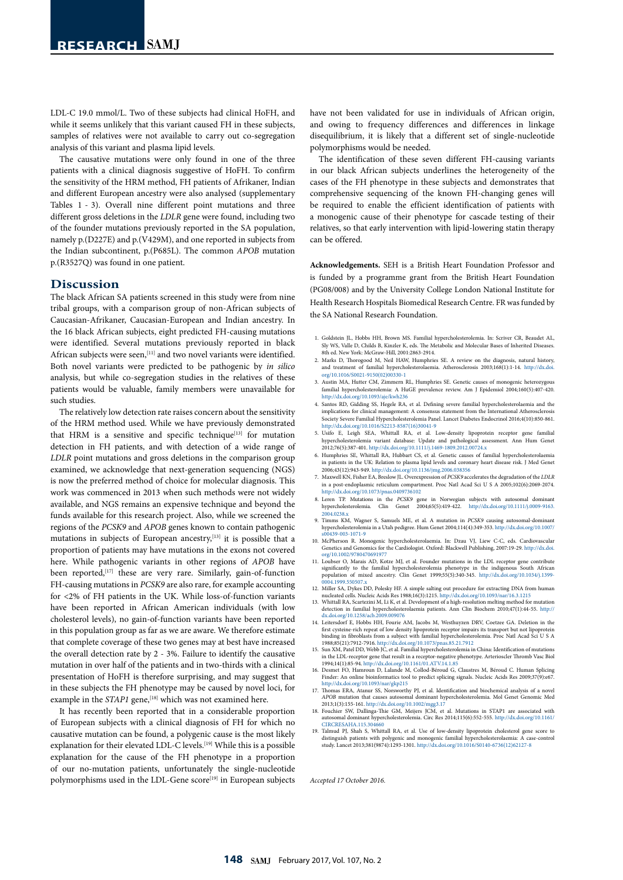LDL-C 19.0 mmol/L. Two of these subjects had clinical HoFH, and while it seems unlikely that this variant caused FH in these subjects, samples of relatives were not available to carry out co-segregation analysis of this variant and plasma lipid levels.

The causative mutations were only found in one of the three patients with a clinical diagnosis suggestive of HoFH. To confirm the sensitivity of the HRM method, FH patients of Afrikaner, Indian and different European ancestry were also analysed (supplementary Tables 1 - 3). Overall nine different point mutations and three different gross deletions in the *LDLR* gene were found, including two of the founder mutations previously reported in the SA population, namely p.(D227E) and p.(V429M), and one reported in subjects from the Indian subcontinent, p.(P685L). The common *APOB* mutation p.(R3527Q) was found in one patient.

## Discussion

The black African SA patients screened in this study were from nine tribal groups, with a comparison group of non-African subjects of Caucasian-Afrikaner, Caucasian-European and Indian ancestry. In the 16 black African subjects, eight predicted FH-causing mutations were identified. Several mutations previously reported in black African subjects were seen,[11] and two novel variants were identified. Both novel variants were predicted to be pathogenic by *in silico* analysis, but while co-segregation studies in the relatives of these patients would be valuable, family members were unavailable for such studies.

The relatively low detection rate raises concern about the sensitivity of the HRM method used. While we have previously demonstrated that HRM is a sensitive and specific technique[13] for mutation detection in FH patients, and with detection of a wide range of *LDLR* point mutations and gross deletions in the comparison group examined, we acknowledge that next-generation sequencing (NGS) is now the preferred method of choice for molecular diagnosis. This work was commenced in 2013 when such methods were not widely available, and NGS remains an expensive technique and beyond the funds available for this research project. Also, while we screened the regions of the *PCSK9* and *APOB* genes known to contain pathogenic mutations in subjects of European ancestry,[13] it is possible that a proportion of patients may have mutations in the exons not covered here. While pathogenic variants in other regions of *APOB* have been reported,[17] these are very rare. Similarly, gain-of-function FH-causing mutations in *PCSK9* are also rare, for example accounting for <2% of FH patients in the UK. While loss-of-function variants have been reported in African American individuals (with low cholesterol levels), no gain-of-function variants have been reported in this population group as far as we are aware. We therefore estimate that complete coverage of these two genes may at best have increased the overall detection rate by 2 - 3%. Failure to identify the causative mutation in over half of the patients and in two-thirds with a clinical presentation of HoFH is therefore surprising, and may suggest that in these subjects the FH phenotype may be caused by novel loci, for example in the *STAP1* gene,[18] which was not examined here.

It has recently been reported that in a considerable proportion of European subjects with a clinical diagnosis of FH for which no causative mutation can be found, a polygenic cause is the most likely explanation for their elevated LDL-C levels.[19] While this is a possible explanation for the cause of the FH phenotype in a proportion of our no-mutation patients, unfortunately the single-nucleotide polymorphisms used in the LDL-Gene score[19] in European subjects have not been validated for use in individuals of African origin, and owing to frequency differences and differences in linkage disequilibrium, it is likely that a different set of single-nucleotide polymorphisms would be needed.

The identification of these seven different FH-causing variants in our black African subjects underlines the heterogeneity of the cases of the FH phenotype in these subjects and demonstrates that comprehensive sequencing of the known FH-changing genes will be required to enable the efficient identification of patients with a monogenic cause of their phenotype for cascade testing of their relatives, so that early intervention with lipid-lowering statin therapy can be offered.

**Acknowledgements.** SEH is a British Heart Foundation Professor and is funded by a programme grant from the British Heart Foundation (PG08/008) and by the University College London National Institute for Health Research Hospitals Biomedical Research Centre. FR was funded by the SA National Research Foundation.

1. Goldstein JL, Hobbs HH, Brown MS. Familial hypercholesterolemia. In: Scriver CR, Beaudet AL, Sly WS, Valle D, Childs B, Kinzler K, eds. The Metabolic and Molecular Bases of Inherited Diseases. 8th ed. New York: McGraw-Hill, 2001:2863-2914.
2. Marks D, Thorogood M, Neil HAW, Humphries SE. A review on the diagnosis, natural history, and treatment of familial hypercholesterolaemia. Atherosclerosis 2003;168(1):1-14. http://dx.doi.org/10.1016/S0021-9150(02)00330-1
3. Austin MA, Hutter CM, Zimmern RL, Humphries SE. Genetic causes of monogenic heterozygous familial hypercholesterolemia: A HuGE prevalence review. Am J Epidemiol 2004;160(5):407-420. http://dx.doi.org/10.1093/aje/kwh236
4. Santos RD, Gidding SS, Hegele RA, et al. Defining severe familial hypercholesterolaemia and the implications for clinical management: A consensus statement from the International Atherosclerosis Society Severe Familial Hypercholesterolemia Panel. Lancet Diabetes Endocrinol 2016;4(10):850-861. http://dx.doi.org/10.1016/S2213-8587(16)30041-9
5. Usifo E, Leigh SEA, Whittall RA, et al. Low-density lipoprotein receptor gene familial hypercholesterolemia variant database: Update and pathological assessment. Ann Hum Genet 2012;76(5):387-401. http://dx.doi.org/10.1111/j.1469-1809.2012.00724.x
6. Humphries SE, Whittall RA, Hubbart CS, et al. Genetic causes of familial hypercholesterolaemia in patients in the UK: Relation to plasma lipid levels and coronary heart disease risk. J Med Genet 2006;43(12):943-949. http://dx.doi.org/10.1136/jmg.2006.038356
7. Maxwell KN, Fisher EA, Breslow JL. Overexpression of *PCSK9* accelerates the degradation of the *LDLR* in a post-endoplasmic reticulum compartment. Proc Natl Acad Sci U S A 2005;102(6):2069-2074. http://dx.doi.org/10.1073/pnas.0409736102
8. Leren TP. Mutations in the *PCSK9* gene in Norwegian subjects with autosomal dominant hypercholesterolemia. Clin Genet 2004;65(5):419-422. http://dx.doi.org/10.1111/j.0009-9163.2004.0238.x
9. Timms KM, Wagner S, Samuels ME, et al. A mutation in *PCSK9* causing autosomal-dominant hypercholesterolemia in a Utah pedigree. Hum Genet 2004;114(4):349-353. http://dx.doi.org/10.1007/s00439-003-1071-9
10. McPherson R. Monogenic hypercholesterolaemia. In: Dzau VJ, Liew C-C, eds. Cardiovascular Genetics and Genomics for the Cardiologist. Oxford: Blackwell Publishing, 2007:19-29. http://dx.doi.org/10.1002/9780470691977
11. Loubser O, Marais AD, Kotze MJ, et al. Founder mutations in the LDL receptor gene contribute significantly to the familial hypercholesterolemia phenotype in the indigenous South African population of mixed ancestry. Clin Genet 1999;55(5):340-345. http://dx.doi.org/10.1034/j.1399-0004.1999.550507.x
12. Miller SA, Dykes DD, Polesky HF. A simple salting out procedure for extracting DNA from human nucleated cells. Nucleic Acids Res 1988;16(3):1215. http://dx.doi.org/10.1093/nar/16.3.1215
13. Whittall RA, Scartezini M, Li K, et al. Development of a high-resolution melting method for mutation detection in familial hypercholesterolaemia patients. Ann Clin Biochem 2010;47(1):44-55. http://dx.doi.org/10.1258/acb.2009.009076
14. Leitersdorf E, Hobbs HH, Fourie AM, Jacobs M, Westhuyzen DRV, Coetzee GA. Deletion in the first cysteine-rich repeat of low density lipoprotein receptor impairs its transport but not lipoprotein binding in fibroblasts from a subject with familial hypercholesterolemia. Proc Natl Acad Sci U S A 1988;85(21):7912-7916. http://dx.doi.org/10.1073/pnas.85.21.7912
15. Sun XM, Patel DD, Webb JC, et al. Familial hypercholesterolemia in China: Identification of mutations in the LDL-receptor gene that result in a receptor-negative phenotype. Arterioscler Thromb Vasc Biol 1994;14(1):85-94. http://dx.doi.org/10.1161/01.ATV.14.1.85
16. Desmet FO, Hamroun D, Lalande M, Collod-Béroud G, Claustres M, Béroud C. Human Splicing Finder: An online bioinformatics tool to predict splicing signals. Nucleic Acids Res 2009;37(9):e67. http://dx.doi.org/10.1093/nar/gkp215
17. Thomas ERA, Atanur SS, Norsworthy PJ, et al. Identification and biochemical analysis of a novel *APOB* mutation that causes autosomal dominant hypercholesterolemia. Mol Genet Genomic Med 2013;1(3):155-161. http://dx.doi.org/10.1002/mgg3.17
18. Fouchier SW, Dallinga-Thie GM, Meijers JCM, et al. Mutations in STAP1 are associated with autosomal dominant hypercholesterolemia. Circ Res 2014;115(6):552-555. http://dx.doi.org/10.1161/CIRCRESAHA.115.304660
19. Talmud PJ, Shah S, Whittall RA, et al. Use of low-density lipoprotein cholesterol gene score to distinguish patients with polygenic and monogenic familial hypercholesterolaemia: A case-control study. Lancet 2013;381(9874):1293-1301. http://dx.doi.org/10.1016/S0140-6736(12)62127-8

*Accepted 17 October 2016.*